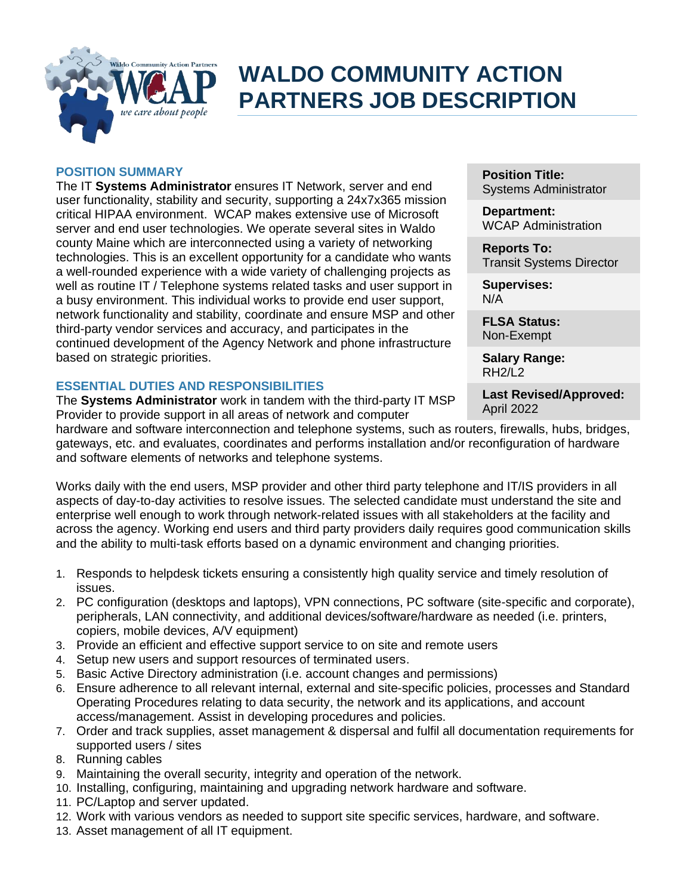# WALDO COMMUNITY ACTION PARTNERS JOB DESCRIPTION

| | |
|---|---|
| **Position Title:** | Systems Administrator |
| **Department:** | WCAP Administration |
| **Reports To:** | Transit Systems Director |
| **Supervises:** | N/A |
| **FLSA Status:** | Non-Exempt |
| **Salary Range:** | RH2/L2 |
| **Last Revised/Approved:** | April 2022 |

## POSITION SUMMARY

The IT **Systems Administrator** ensures IT Network, server and end user functionality, stability and security, supporting a 24x7x365 mission critical HIPAA environment. WCAP makes extensive use of Microsoft server and end user technologies. We operate several sites in Waldo county Maine which are interconnected using a variety of networking technologies. This is an excellent opportunity for a candidate who wants a well-rounded experience with a wide variety of challenging projects as well as routine IT / Telephone systems related tasks and user support in a busy environment. This individual works to provide end user support, network functionality and stability, coordinate and ensure MSP and other third-party vendor services and accuracy, and participates in the continued development of the Agency Network and phone infrastructure based on strategic priorities.

## ESSENTIAL DUTIES AND RESPONSIBILITIES

The **Systems Administrator** work in tandem with the third-party IT MSP Provider to provide support in all areas of network and computer hardware and software interconnection and telephone systems, such as routers, firewalls, hubs, bridges, gateways, etc. and evaluates, coordinates and performs installation and/or reconfiguration of hardware and software elements of networks and telephone systems.

Works daily with the end users, MSP provider and other third party telephone and IT/IS providers in all aspects of day-to-day activities to resolve issues. The selected candidate must understand the site and enterprise well enough to work through network-related issues with all stakeholders at the facility and across the agency. Working end users and third party providers daily requires good communication skills and the ability to multi-task efforts based on a dynamic environment and changing priorities.

1. Responds to helpdesk tickets ensuring a consistently high quality service and timely resolution of issues.
2. PC configuration (desktops and laptops), VPN connections, PC software (site-specific and corporate), peripherals, LAN connectivity, and additional devices/software/hardware as needed (i.e. printers, copiers, mobile devices, A/V equipment)
3. Provide an efficient and effective support service to on site and remote users
4. Setup new users and support resources of terminated users.
5. Basic Active Directory administration (i.e. account changes and permissions)
6. Ensure adherence to all relevant internal, external and site-specific policies, processes and Standard Operating Procedures relating to data security, the network and its applications, and account access/management. Assist in developing procedures and policies.
7. Order and track supplies, asset management & dispersal and fulfil all documentation requirements for supported users / sites
8. Running cables
9. Maintaining the overall security, integrity and operation of the network.
10. Installing, configuring, maintaining and upgrading network hardware and software.
11. PC/Laptop and server updated.
12. Work with various vendors as needed to support site specific services, hardware, and software.
13. Asset management of all IT equipment.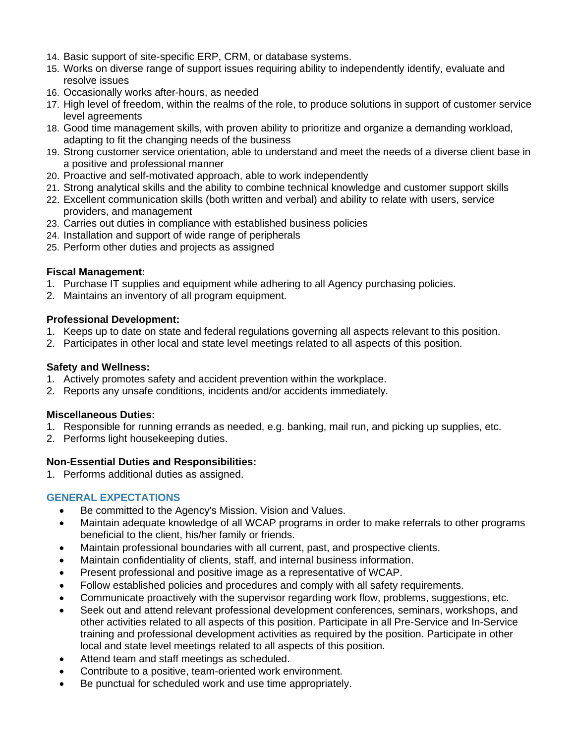14. Basic support of site-specific ERP, CRM, or database systems.
15. Works on diverse range of support issues requiring ability to independently identify, evaluate and resolve issues
16. Occasionally works after-hours, as needed
17. High level of freedom, within the realms of the role, to produce solutions in support of customer service level agreements
18. Good time management skills, with proven ability to prioritize and organize a demanding workload, adapting to fit the changing needs of the business
19. Strong customer service orientation, able to understand and meet the needs of a diverse client base in a positive and professional manner
20. Proactive and self-motivated approach, able to work independently
21. Strong analytical skills and the ability to combine technical knowledge and customer support skills
22. Excellent communication skills (both written and verbal) and ability to relate with users, service providers, and management
23. Carries out duties in compliance with established business policies
24. Installation and support of wide range of peripherals
25. Perform other duties and projects as assigned

**Fiscal Management:**

1. Purchase IT supplies and equipment while adhering to all Agency purchasing policies.
2. Maintains an inventory of all program equipment.

**Professional Development:**

1. Keeps up to date on state and federal regulations governing all aspects relevant to this position.
2. Participates in other local and state level meetings related to all aspects of this position.

**Safety and Wellness:**

1. Actively promotes safety and accident prevention within the workplace.
2. Reports any unsafe conditions, incidents and/or accidents immediately.

**Miscellaneous Duties:**

1. Responsible for running errands as needed, e.g. banking, mail run, and picking up supplies, etc.
2. Performs light housekeeping duties.

**Non-Essential Duties and Responsibilities:**

1. Performs additional duties as assigned.

## GENERAL EXPECTATIONS

- Be committed to the Agency's Mission, Vision and Values.
- Maintain adequate knowledge of all WCAP programs in order to make referrals to other programs beneficial to the client, his/her family or friends.
- Maintain professional boundaries with all current, past, and prospective clients.
- Maintain confidentiality of clients, staff, and internal business information.
- Present professional and positive image as a representative of WCAP.
- Follow established policies and procedures and comply with all safety requirements.
- Communicate proactively with the supervisor regarding work flow, problems, suggestions, etc.
- Seek out and attend relevant professional development conferences, seminars, workshops, and other activities related to all aspects of this position. Participate in all Pre-Service and In-Service training and professional development activities as required by the position. Participate in other local and state level meetings related to all aspects of this position.
- Attend team and staff meetings as scheduled.
- Contribute to a positive, team-oriented work environment.
- Be punctual for scheduled work and use time appropriately.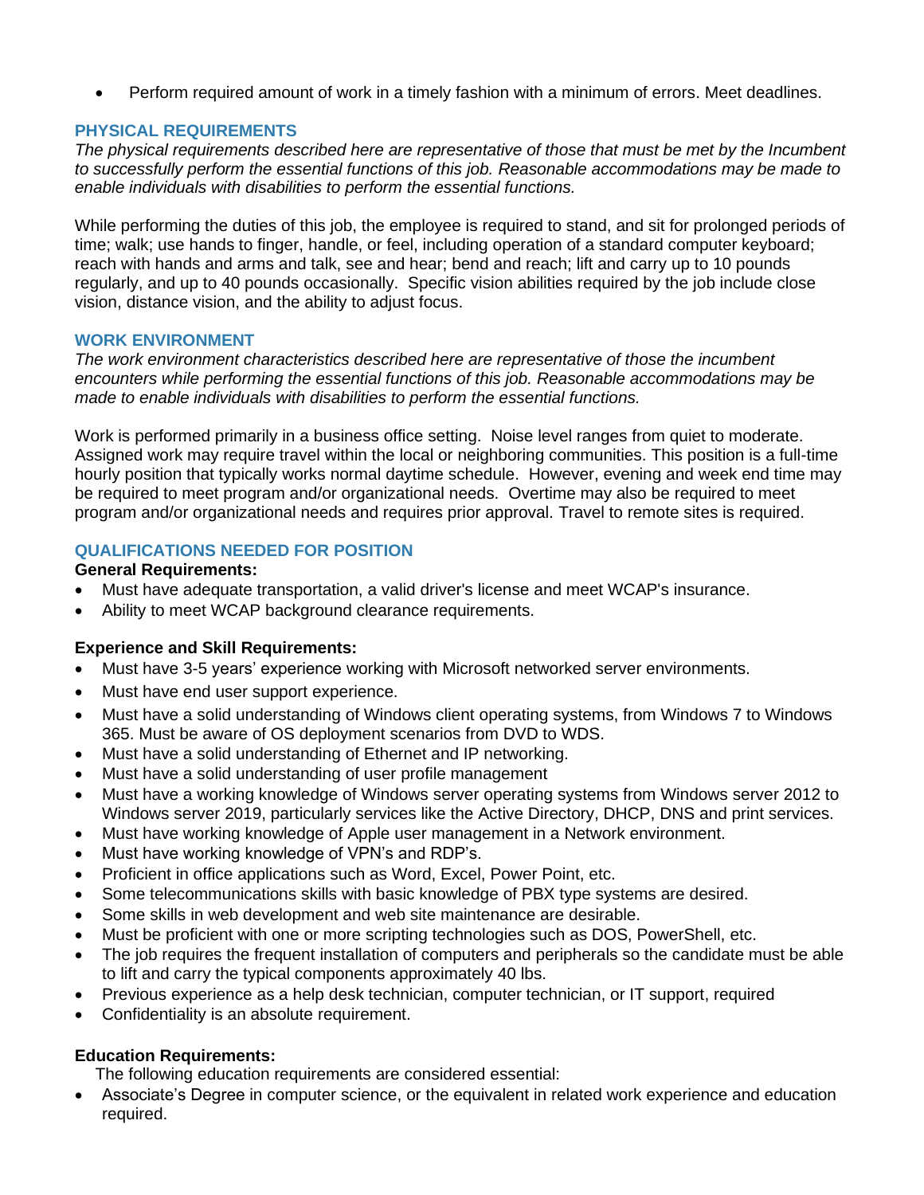- Perform required amount of work in a timely fashion with a minimum of errors. Meet deadlines.

## PHYSICAL REQUIREMENTS

*The physical requirements described here are representative of those that must be met by the Incumbent to successfully perform the essential functions of this job. Reasonable accommodations may be made to enable individuals with disabilities to perform the essential functions.*

While performing the duties of this job, the employee is required to stand, and sit for prolonged periods of time; walk; use hands to finger, handle, or feel, including operation of a standard computer keyboard; reach with hands and arms and talk, see and hear; bend and reach; lift and carry up to 10 pounds regularly, and up to 40 pounds occasionally. Specific vision abilities required by the job include close vision, distance vision, and the ability to adjust focus.

## WORK ENVIRONMENT

*The work environment characteristics described here are representative of those the incumbent encounters while performing the essential functions of this job. Reasonable accommodations may be made to enable individuals with disabilities to perform the essential functions.*

Work is performed primarily in a business office setting. Noise level ranges from quiet to moderate. Assigned work may require travel within the local or neighboring communities. This position is a full-time hourly position that typically works normal daytime schedule. However, evening and week end time may be required to meet program and/or organizational needs. Overtime may also be required to meet program and/or organizational needs and requires prior approval. Travel to remote sites is required.

## QUALIFICATIONS NEEDED FOR POSITION

**General Requirements:**

- Must have adequate transportation, a valid driver's license and meet WCAP's insurance.
- Ability to meet WCAP background clearance requirements.

**Experience and Skill Requirements:**

- Must have 3-5 years' experience working with Microsoft networked server environments.
- Must have end user support experience.
- Must have a solid understanding of Windows client operating systems, from Windows 7 to Windows 365. Must be aware of OS deployment scenarios from DVD to WDS.
- Must have a solid understanding of Ethernet and IP networking.
- Must have a solid understanding of user profile management
- Must have a working knowledge of Windows server operating systems from Windows server 2012 to Windows server 2019, particularly services like the Active Directory, DHCP, DNS and print services.
- Must have working knowledge of Apple user management in a Network environment.
- Must have working knowledge of VPN's and RDP's.
- Proficient in office applications such as Word, Excel, Power Point, etc.
- Some telecommunications skills with basic knowledge of PBX type systems are desired.
- Some skills in web development and web site maintenance are desirable.
- Must be proficient with one or more scripting technologies such as DOS, PowerShell, etc.
- The job requires the frequent installation of computers and peripherals so the candidate must be able to lift and carry the typical components approximately 40 lbs.
- Previous experience as a help desk technician, computer technician, or IT support, required
- Confidentiality is an absolute requirement.

**Education Requirements:**

The following education requirements are considered essential:

- Associate's Degree in computer science, or the equivalent in related work experience and education required.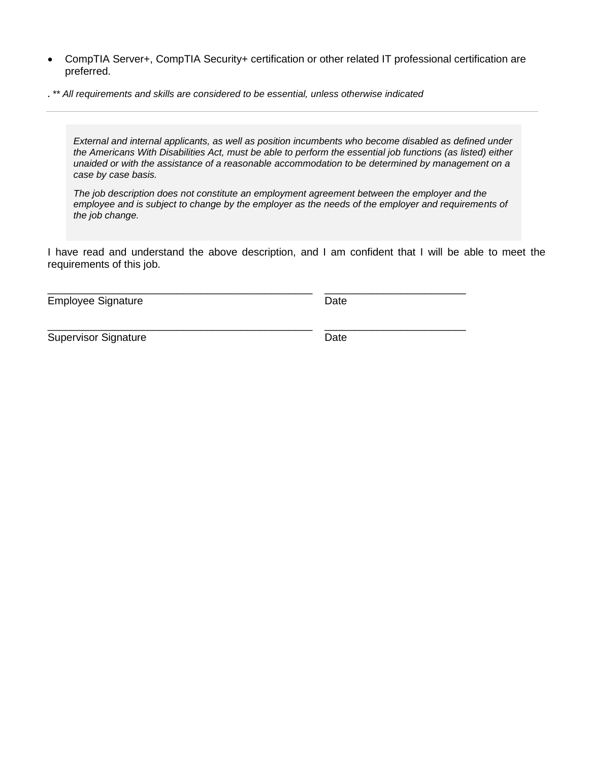- CompTIA Server+, CompTIA Security+ certification or other related IT professional certification are preferred.

. ** *All requirements and skills are considered to be essential, unless otherwise indicated*

---

> *External and internal applicants, as well as position incumbents who become disabled as defined under the Americans With Disabilities Act, must be able to perform the essential job functions (as listed) either unaided or with the assistance of a reasonable accommodation to be determined by management on a case by case basis.*
>
> *The job description does not constitute an employment agreement between the employer and the employee and is subject to change by the employer as the needs of the employer and requirements of the job change.*

I have read and understand the above description, and I am confident that I will be able to meet the requirements of this job.

_____________________________________________ _______________________

Employee Signature Date

_____________________________________________ _______________________

Supervisor Signature Date